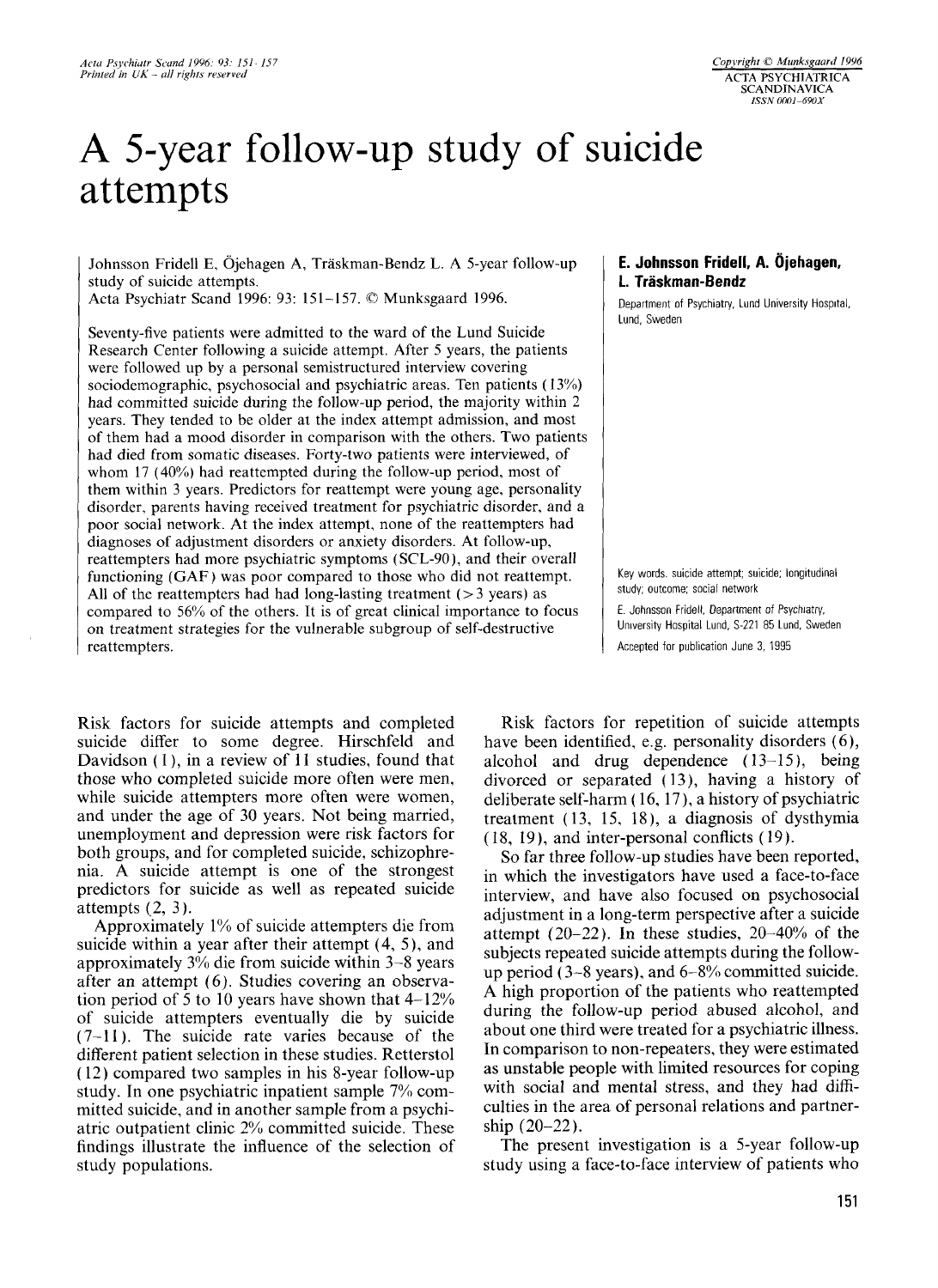# A 5-year follow-up study of suicide attempts

**E. Johnsson Fridell, A. Öjehagen, L. Träskman-Bendz**

Department of Psychiatry, Lund University Hospital, Lund, Sweden

Johnsson Fridell E, Öjehagen A, Träskman-Bendz L. A 5-year follow-up study of suicide attempts.
Acta Psychiatr Scand 1996: 93: 151–157. © Munksgaard 1996.

Seventy-five patients were admitted to the ward of the Lund Suicide Research Center following a suicide attempt. After 5 years, the patients were followed up by a personal semistructured interview covering sociodemographic, psychosocial and psychiatric areas. Ten patients (13%) had committed suicide during the follow-up period, the majority within 2 years. They tended to be older at the index attempt admission, and most of them had a mood disorder in comparison with the others. Two patients had died from somatic diseases. Forty-two patients were interviewed, of whom 17 (40%) had reattempted during the follow-up period, most of them within 3 years. Predictors for reattempt were young age, personality disorder, parents having received treatment for psychiatric disorder, and a poor social network. At the index attempt, none of the reattempters had diagnoses of adjustment disorders or anxiety disorders. At follow-up, reattempters had more psychiatric symptoms (SCL-90), and their overall functioning (GAF) was poor compared to those who did not reattempt. All of the reattempters had had long-lasting treatment (>3 years) as compared to 56% of the others. It is of great clinical importance to focus on treatment strategies for the vulnerable subgroup of self-destructive reattempters.

Key words: suicide attempt; suicide; longitudinal study; outcome; social network

E. Johnsson Fridell, Department of Psychiatry, University Hospital Lund, S-221 85 Lund, Sweden

Accepted for publication June 3, 1995

Risk factors for suicide attempts and completed suicide differ to some degree. Hirschfeld and Davidson (1), in a review of 11 studies, found that those who completed suicide more often were men, while suicide attempters more often were women, and under the age of 30 years. Not being married, unemployment and depression were risk factors for both groups, and for completed suicide, schizophrenia. A suicide attempt is one of the strongest predictors for suicide as well as repeated suicide attempts (2, 3).

Approximately 1% of suicide attempters die from suicide within a year after their attempt (4, 5), and approximately 3% die from suicide within 3–8 years after an attempt (6). Studies covering an observation period of 5 to 10 years have shown that 4–12% of suicide attempters eventually die by suicide (7–11). The suicide rate varies because of the different patient selection in these studies. Retterstol (12) compared two samples in his 8-year follow-up study. In one psychiatric inpatient sample 7% committed suicide, and in another sample from a psychiatric outpatient clinic 2% committed suicide. These findings illustrate the influence of the selection of study populations.

Risk factors for repetition of suicide attempts have been identified, e.g. personality disorders (6), alcohol and drug dependence (13–15), being divorced or separated (13), having a history of deliberate self-harm (16, 17), a history of psychiatric treatment (13, 15, 18), a diagnosis of dysthymia (18, 19), and inter-personal conflicts (19).

So far three follow-up studies have been reported, in which the investigators have used a face-to-face interview, and have also focused on psychosocial adjustment in a long-term perspective after a suicide attempt (20–22). In these studies, 20–40% of the subjects repeated suicide attempts during the follow-up period (3–8 years), and 6–8% committed suicide. A high proportion of the patients who reattempted during the follow-up period abused alcohol, and about one third were treated for a psychiatric illness. In comparison to non-repeaters, they were estimated as unstable people with limited resources for coping with social and mental stress, and they had difficulties in the area of personal relations and partnership (20–22).

The present investigation is a 5-year follow-up study using a face-to-face interview of patients who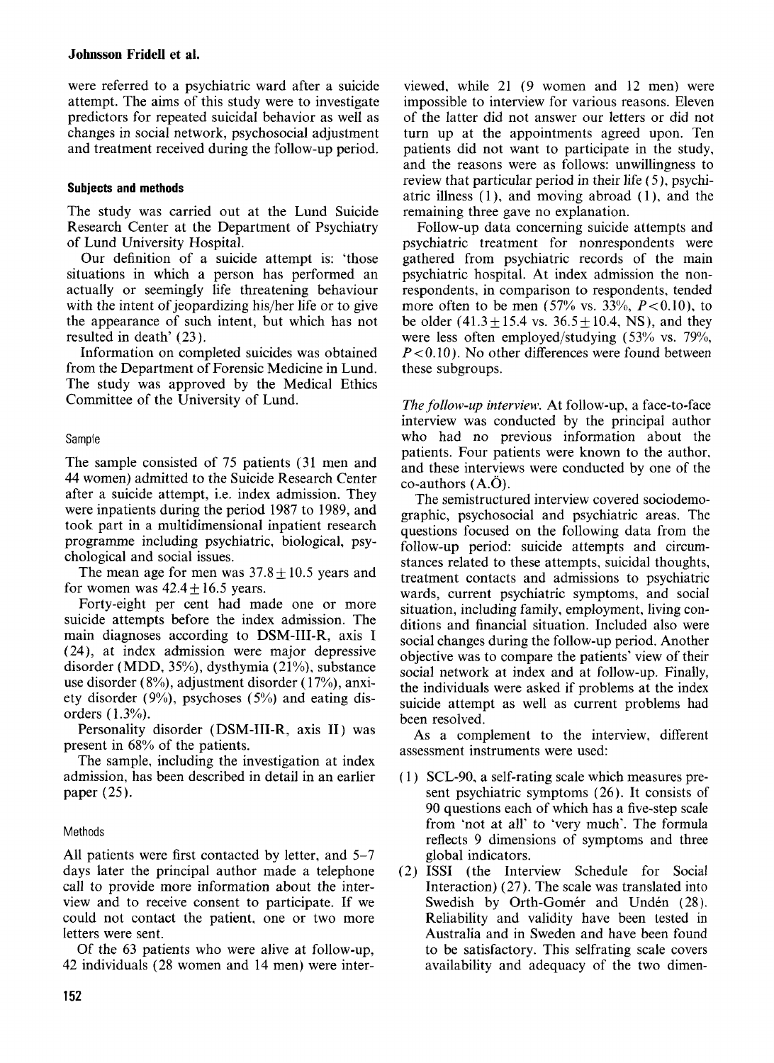were referred to a psychiatric ward after a suicide attempt. The aims of this study were to investigate predictors for repeated suicidal behavior as well as changes in social network, psychosocial adjustment and treatment received during the follow-up period.

## Subjects and methods

The study was carried out at the Lund Suicide Research Center at the Department of Psychiatry of Lund University Hospital.

Our definition of a suicide attempt is: 'those situations in which a person has performed an actually or seemingly life threatening behaviour with the intent of jeopardizing his/her life or to give the appearance of such intent, but which has not resulted in death' (23).

Information on completed suicides was obtained from the Department of Forensic Medicine in Lund. The study was approved by the Medical Ethics Committee of the University of Lund.

### Sample

The sample consisted of 75 patients (31 men and 44 women) admitted to the Suicide Research Center after a suicide attempt, i.e. index admission. They were inpatients during the period 1987 to 1989, and took part in a multidimensional inpatient research programme including psychiatric, biological, psychological and social issues.

The mean age for men was $37.8 \pm 10.5$ years and for women was $42.4 \pm 16.5$ years.

Forty-eight per cent had made one or more suicide attempts before the index admission. The main diagnoses according to DSM-III-R, axis I (24), at index admission were major depressive disorder (MDD, 35%), dysthymia (21%), substance use disorder (8%), adjustment disorder (17%), anxiety disorder (9%), psychoses (5%) and eating disorders (1.3%).

Personality disorder (DSM-III-R, axis II) was present in 68% of the patients.

The sample, including the investigation at index admission, has been described in detail in an earlier paper (25).

### Methods

All patients were first contacted by letter, and 5–7 days later the principal author made a telephone call to provide more information about the interview and to receive consent to participate. If we could not contact the patient, one or two more letters were sent.

Of the 63 patients who were alive at follow-up, 42 individuals (28 women and 14 men) were interviewed, while 21 (9 women and 12 men) were impossible to interview for various reasons. Eleven of the latter did not answer our letters or did not turn up at the appointments agreed upon. Ten patients did not want to participate in the study, and the reasons were as follows: unwillingness to review that particular period in their life (5), psychiatric illness (1), and moving abroad (1), and the remaining three gave no explanation.

Follow-up data concerning suicide attempts and psychiatric treatment for nonrespondents were gathered from psychiatric records of the main psychiatric hospital. At index admission the nonrespondents, in comparison to respondents, tended more often to be men (57% vs. 33%, $P<0.10$), to be older ($41.3 \pm 15.4$ vs. $36.5 \pm 10.4$, NS), and they were less often employed/studying (53% vs. 79%, $P<0.10$). No other differences were found between these subgroups.

*The follow-up interview.* At follow-up, a face-to-face interview was conducted by the principal author who had no previous information about the patients. Four patients were known to the author, and these interviews were conducted by one of the co-authors (A.Ö).

The semistructured interview covered sociodemographic, psychosocial and psychiatric areas. The questions focused on the following data from the follow-up period: suicide attempts and circumstances related to these attempts, suicidal thoughts, treatment contacts and admissions to psychiatric wards, current psychiatric symptoms, and social situation, including family, employment, living conditions and financial situation. Included also were social changes during the follow-up period. Another objective was to compare the patients' view of their social network at index and at follow-up. Finally, the individuals were asked if problems at the index suicide attempt as well as current problems had been resolved.

As a complement to the interview, different assessment instruments were used:

(1) SCL-90, a self-rating scale which measures present psychiatric symptoms (26). It consists of 90 questions each of which has a five-step scale from 'not at all' to 'very much'. The formula reflects 9 dimensions of symptoms and three global indicators.
(2) ISSI (the Interview Schedule for Social Interaction) (27). The scale was translated into Swedish by Orth-Gomér and Undén (28). Reliability and validity have been tested in Australia and in Sweden and have been found to be satisfactory. This selfrating scale covers availability and adequacy of the two dimen-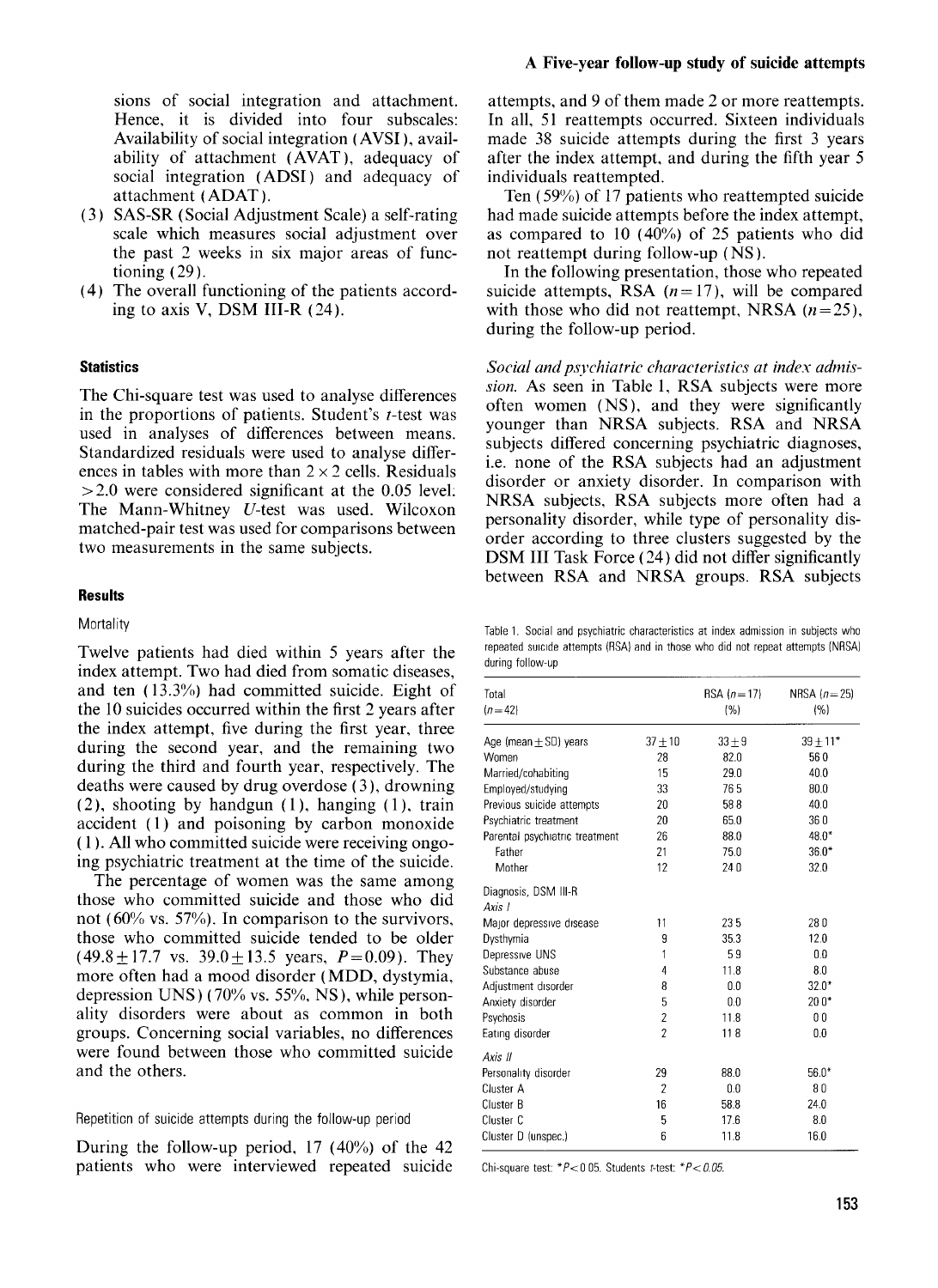sions of social integration and attachment. Hence, it is divided into four subscales: Availability of social integration (AVSI), availability of attachment (AVAT), adequacy of social integration (ADSI) and adequacy of attachment (ADAT).

(3) SAS-SR (Social Adjustment Scale) a self-rating scale which measures social adjustment over the past 2 weeks in six major areas of functioning (29).

(4) The overall functioning of the patients according to axis V, DSM III-R (24).

### Statistics

The Chi-square test was used to analyse differences in the proportions of patients. Student's $t$-test was used in analyses of differences between means. Standardized residuals were used to analyse differences in tables with more than $2 \times 2$ cells. Residuals $>2.0$ were considered significant at the 0.05 level. The Mann-Whitney $U$-test was used. Wilcoxon matched-pair test was used for comparisons between two measurements in the same subjects.

### Results

#### Mortality

Twelve patients had died within 5 years after the index attempt. Two had died from somatic diseases, and ten (13.3%) had committed suicide. Eight of the 10 suicides occurred within the first 2 years after the index attempt, five during the first year, three during the second year, and the remaining two during the third and fourth year, respectively. The deaths were caused by drug overdose (3), drowning (2), shooting by handgun (1), hanging (1), train accident (1) and poisoning by carbon monoxide (1). All who committed suicide were receiving ongoing psychiatric treatment at the time of the suicide.

The percentage of women was the same among those who committed suicide and those who did not (60% vs. 57%). In comparison to the survivors, those who committed suicide tended to be older ($49.8 \pm 17.7$ vs. $39.0 \pm 13.5$ years, $P = 0.09$). They more often had a mood disorder (MDD, dystymia, depression UNS) (70% vs. 55%, NS), while personality disorders were about as common in both groups. Concerning social variables, no differences were found between those who committed suicide and the others.

#### Repetition of suicide attempts during the follow-up period

During the follow-up period, 17 (40%) of the 42 patients who were interviewed repeated suicide attempts, and 9 of them made 2 or more reattempts. In all, 51 reattempts occurred. Sixteen individuals made 38 suicide attempts during the first 3 years after the index attempt, and during the fifth year 5 individuals reattempted.

Ten (59%) of 17 patients who reattempted suicide had made suicide attempts before the index attempt, as compared to 10 (40%) of 25 patients who did not reattempt during follow-up (NS).

In the following presentation, those who repeated suicide attempts, RSA ($n = 17$), will be compared with those who did not reattempt, NRSA ($n = 25$), during the follow-up period.

*Social and psychiatric characteristics at index admission.* As seen in Table 1, RSA subjects were more often women (NS), and they were significantly younger than NRSA subjects. RSA and NRSA subjects differed concerning psychiatric diagnoses, i.e. none of the RSA subjects had an adjustment disorder or anxiety disorder. In comparison with NRSA subjects, RSA subjects more often had a personality disorder, while type of personality disorder according to three clusters suggested by the DSM III Task Force (24) did not differ significantly between RSA and NRSA groups. RSA subjects

Table 1. Social and psychiatric characteristics at index admission in subjects who repeated suicide attempts (RSA) and in those who did not repeat attempts (NRSA) during follow-up

| | Total ($n = 42$) | RSA ($n = 17$) (%) | NRSA ($n = 25$) (%) |
|---|---|---|---|
| Age (mean ± SD) years | 37 ± 10 | 33 ± 9 | 39 ± 11* |
| Women | 28 | 82.0 | 56.0 |
| Married/cohabiting | 15 | 29.0 | 40.0 |
| Employed/studying | 33 | 76.5 | 80.0 |
| Previous suicide attempts | 20 | 58.8 | 40.0 |
| Psychiatric treatment | 20 | 65.0 | 36.0 |
| Parental psychiatric treatment | 26 | 88.0 | 48.0* |
| Father | 21 | 75.0 | 36.0* |
| Mother | 12 | 24.0 | 32.0 |
| Diagnosis, DSM III-R | | | |
| *Axis I* | | | |
| Major depressive disease | 11 | 23.5 | 28.0 |
| Dysthymia | 9 | 35.3 | 12.0 |
| Depressive UNS | 1 | 5.9 | 0.0 |
| Substance abuse | 4 | 11.8 | 8.0 |
| Adjustment disorder | 8 | 0.0 | 32.0* |
| Anxiety disorder | 5 | 0.0 | 20.0* |
| Psychosis | 2 | 11.8 | 0.0 |
| Eating disorder | 2 | 11.8 | 0.0 |
| *Axis II* | | | |
| Personality disorder | 29 | 88.0 | 56.0* |
| Cluster A | 2 | 0.0 | 8.0 |
| Cluster B | 16 | 58.8 | 24.0 |
| Cluster C | 5 | 17.6 | 8.0 |
| Cluster D (unspec.) | 6 | 11.8 | 16.0 |

Chi-square test: $*P < 0.05$. Students $t$-test: $*P < 0.05$.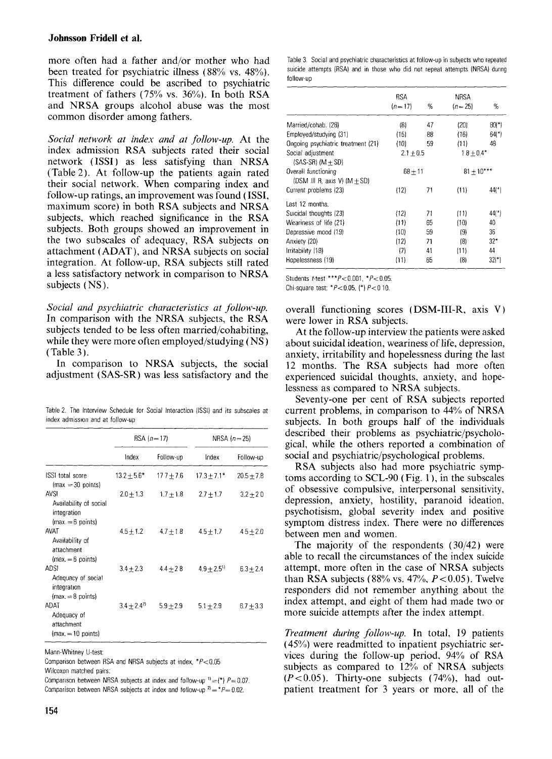more often had a father and/or mother who had been treated for psychiatric illness (88% vs. 48%). This difference could be ascribed to psychiatric treatment of fathers (75% vs. 36%). In both RSA and NRSA groups alcohol abuse was the most common disorder among fathers.

*Social network at index and at follow-up.* At the index admission RSA subjects rated their social network (ISSI) as less satisfying than NRSA (Table 2). At follow-up the patients again rated their social network. When comparing index and follow-up ratings, an improvement was found (ISSI, maximum score) in both RSA subjects and NRSA subjects, which reached significance in the RSA subjects. Both groups showed an improvement in the two subscales of adequacy, RSA subjects on attachment (ADAT), and NRSA subjects on social integration. At follow-up, RSA subjects still rated a less satisfactory network in comparison to NRSA subjects (NS).

*Social and psychiatric characteristics at follow-up.* In comparison with the NRSA subjects, the RSA subjects tended to be less often married/cohabiting, while they were more often employed/studying (NS) (Table 3).

In comparison to NRSA subjects, the social adjustment (SAS-SR) was less satisfactory and the overall functioning scores (DSM-III-R, axis V) were lower in RSA subjects.

Table 2. The Interview Schedule for Social Interaction (ISSI) and its subscales at index admission and at follow-up

| | RSA ($n=17$) | | NRSA ($n=25$) | |
|---|---|---|---|---|
| | Index | Follow-up | Index | Follow-up |
| ISSI total score (max = 30 points) | 13.2±5.6* | 17.7±7.6 | 17.3±7.1* | 20.5±7.8 |
| AVSI Availability of social integration (max. = 6 points) | 2.0±1.3 | 1.7±1.8 | 2.7±1.7 | 3.2±2.0 |
| AVAT Availability of attachment (max. = 6 points) | 4.5±1.2 | 4.7±1.8 | 4.5±1.7 | 4.5±2.0 |
| ADSI Adequacy of social integration (max. = 8 points) | 3.4±2.3 | 4.4±2.8 | 4.9±2.5[1)] | 6.3±2.4 |
| ADAT Adequacy of attachment (max. = 10 points) | 3.4±2.4[2)] | 5.9±2.9 | 5.1±2.9 | 6.7±3.3 |

Mann-Whitney U-test:
Comparison between RSA and NRSA subjects at index, *$P<0.05$
Wilcoxon matched pairs:
Comparison between NRSA subjects at index and follow-up [1)]=(*) $P=0.07$.
Comparison between NRSA subjects at index and follow-up [2)]=*$P=0.02$.

Table 3. Social and psychiatric characteristics at follow-up in subjects who repeated suicide attempts (RSA) and in those who did not repeat attempts (NRSA) during follow-up

| | RSA ($n=17$) | % | NRSA ($n=25$) | % |
|---|---|---|---|---|
| Married/cohab. (28) | (8) | 47 | (20) | 80(*) |
| Employed/studying (31) | (15) | 88 | (16) | 64(*) |
| Ongoing psychiatric treatment (21) | (10) | 59 | (11) | 48 |
| Social adjustment (SAS-SR) (M±SD) | 2.1±0.5 | | 1.8±0.4* | |
| Overall functioning (DSM III R, axis V) (M±SD) | 68±11 | | 81±10*** | |
| Current problems (23) | (12) | 71 | (11) | 44(*) |
| Last 12 months. | | | | |
| Suicidal thoughts (23) | (12) | 71 | (11) | 44(*) |
| Weariness of life (21) | (11) | 65 | (10) | 40 |
| Depressive mood (19) | (10) | 59 | (9) | 36 |
| Anxiety (20) | (12) | 71 | (8) | 32* |
| Irritability (18) | (7) | 41 | (11) | 44 |
| Hopelessness (19) | (11) | 65 | (8) | 32(*) |

Students $t$-test ***$P<0.001$, *$P<0.05$.
Chi-square test: *$P<0.05$, (*) $P<0.10$.

At the follow-up interview the patients were asked about suicidal ideation, weariness of life, depression, anxiety, irritability and hopelessness during the last 12 months. The RSA subjects had more often experienced suicidal thoughts, anxiety, and hopelessness as compared to NRSA subjects.

Seventy-one per cent of RSA subjects reported current problems, in comparison to 44% of NRSA subjects. In both groups half of the individuals described their problems as psychiatric/psychological, while the others reported a combination of social and psychiatric/psychological problems.

RSA subjects also had more psychiatric symptoms according to SCL-90 (Fig. 1), in the subscales of obsessive compulsive, interpersonal sensitivity, depression, anxiety, hostility, paranoid ideation, psychotisism, global severity index and positive symptom distress index. There were no differences between men and women.

The majority of the respondents (30/42) were able to recall the circumstances of the index suicide attempt, more often in the case of NRSA subjects than RSA subjects (88% vs. 47%, $P<0.05$). Twelve responders did not remember anything about the index attempt, and eight of them had made two or more suicide attempts after the index attempt.

*Treatment during follow-up.* In total, 19 patients (45%) were readmitted to inpatient psychiatric services during the follow-up period, 94% of RSA subjects as compared to 12% of NRSA subjects ($P<0.05$). Thirty-one subjects (74%), had outpatient treatment for 3 years or more, all of the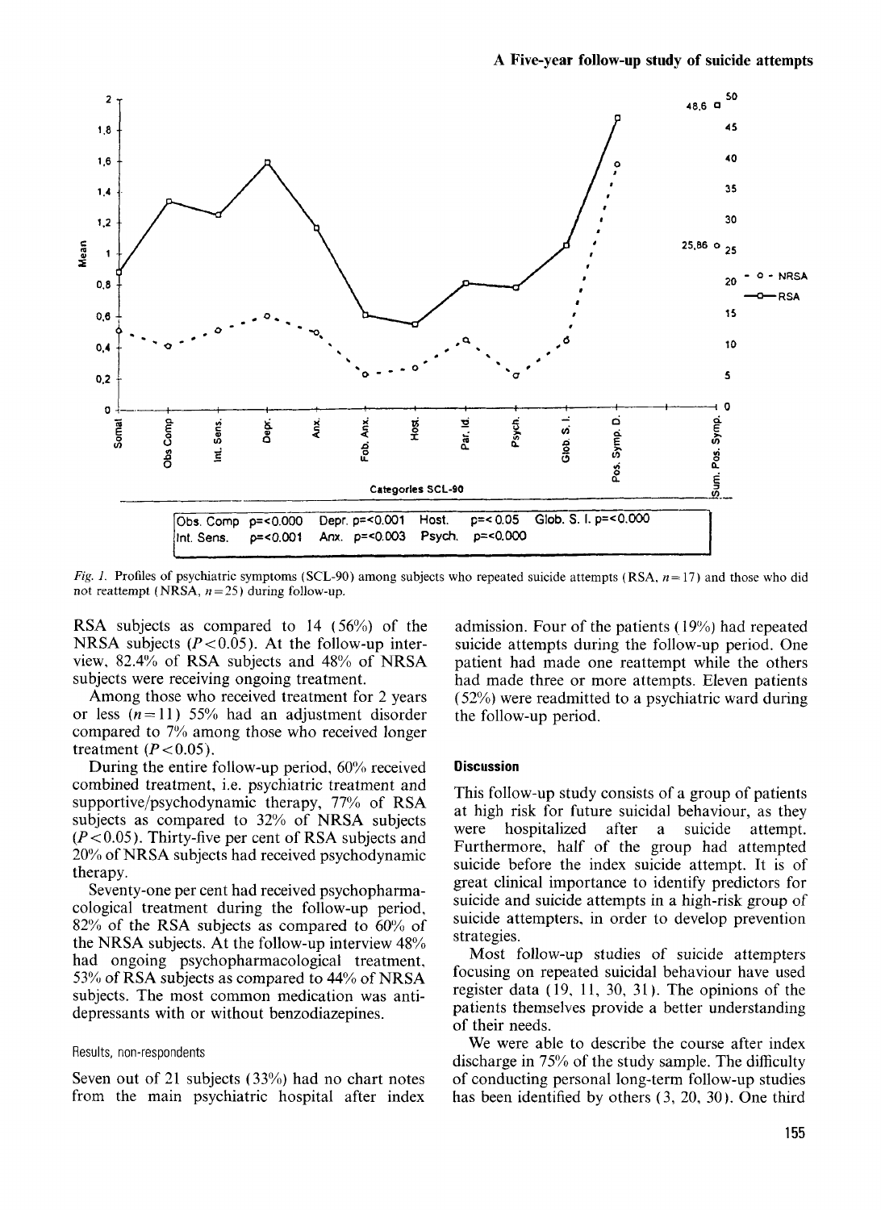Obs. Comp p=<0.000 Depr. p=<0.001 Host. p=< 0.05 Glob. S. I. p=<0.000
Int. Sens. p=<0.001 Anx. p=<0.003 Psych. p=<0.000

*Fig. 1.* Profiles of psychiatric symptoms (SCL-90) among subjects who repeated suicide attempts (RSA, $n=17$) and those who did not reattempt (NRSA, $n=25$) during follow-up.

RSA subjects as compared to 14 (56%) of the NRSA subjects ($P<0.05$). At the follow-up interview, 82.4% of RSA subjects and 48% of NRSA subjects were receiving ongoing treatment.

Among those who received treatment for 2 years or less ($n=11$) 55% had an adjustment disorder compared to 7% among those who received longer treatment ($P<0.05$).

During the entire follow-up period, 60% received combined treatment, i.e. psychiatric treatment and supportive/psychodynamic therapy, 77% of RSA subjects as compared to 32% of NRSA subjects ($P<0.05$). Thirty-five per cent of RSA subjects and 20% of NRSA subjects had received psychodynamic therapy.

Seventy-one per cent had received psychopharmacological treatment during the follow-up period, 82% of the RSA subjects as compared to 60% of the NRSA subjects. At the follow-up interview 48% had ongoing psychopharmacological treatment, 53% of RSA subjects as compared to 44% of NRSA subjects. The most common medication was antidepressants with or without benzodiazepines.

### Results, non-respondents

Seven out of 21 subjects (33%) had no chart notes from the main psychiatric hospital after index admission. Four of the patients (19%) had repeated suicide attempts during the follow-up period. One patient had made one reattempt while the others had made three or more attempts. Eleven patients (52%) were readmitted to a psychiatric ward during the follow-up period.

## Discussion

This follow-up study consists of a group of patients at high risk for future suicidal behaviour, as they were hospitalized after a suicide attempt. Furthermore, half of the group had attempted suicide before the index suicide attempt. It is of great clinical importance to identify predictors for suicide and suicide attempts in a high-risk group of suicide attempters, in order to develop prevention strategies.

Most follow-up studies of suicide attempters focusing on repeated suicidal behaviour have used register data (19, 11, 30, 31). The opinions of the patients themselves provide a better understanding of their needs.

We were able to describe the course after index discharge in 75% of the study sample. The difficulty of conducting personal long-term follow-up studies has been identified by others (3, 20, 30). One third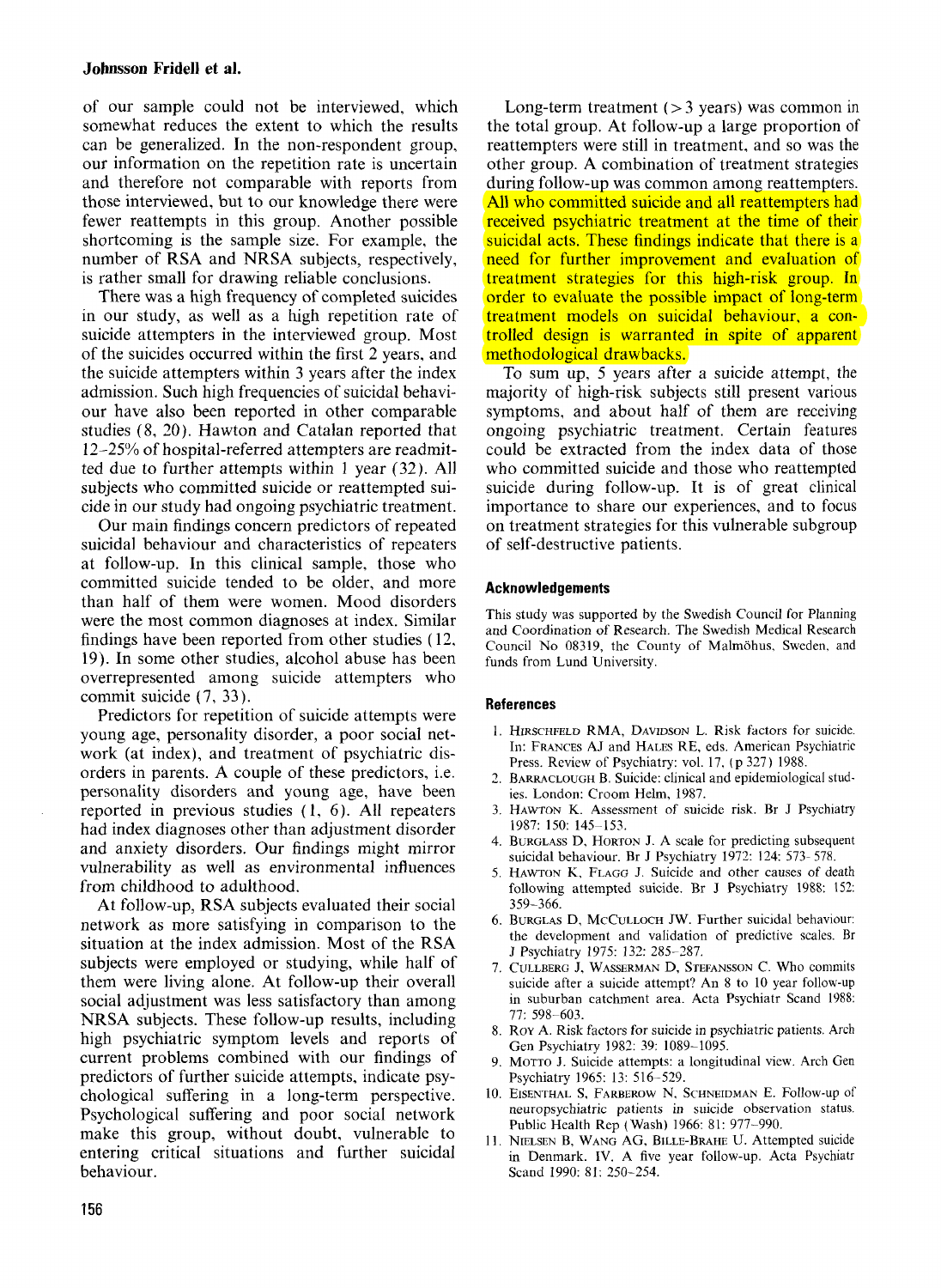of our sample could not be interviewed, which somewhat reduces the extent to which the results can be generalized. In the non-respondent group, our information on the repetition rate is uncertain and therefore not comparable with reports from those interviewed, but to our knowledge there were fewer reattempts in this group. Another possible shortcoming is the sample size. For example, the number of RSA and NRSA subjects, respectively, is rather small for drawing reliable conclusions.

There was a high frequency of completed suicides in our study, as well as a high repetition rate of suicide attempters in the interviewed group. Most of the suicides occurred within the first 2 years, and the suicide attempters within 3 years after the index admission. Such high frequencies of suicidal behaviour have also been reported in other comparable studies (8, 20). Hawton and Catalan reported that 12–25% of hospital-referred attempters are readmitted due to further attempts within 1 year (32). All subjects who committed suicide or reattempted suicide in our study had ongoing psychiatric treatment.

Our main findings concern predictors of repeated suicidal behaviour and characteristics of repeaters at follow-up. In this clinical sample, those who committed suicide tended to be older, and more than half of them were women. Mood disorders were the most common diagnoses at index. Similar findings have been reported from other studies (12, 19). In some other studies, alcohol abuse has been overrepresented among suicide attempters who commit suicide (7, 33).

Predictors for repetition of suicide attempts were young age, personality disorder, a poor social network (at index), and treatment of psychiatric disorders in parents. A couple of these predictors, i.e. personality disorders and young age, have been reported in previous studies (1, 6). All repeaters had index diagnoses other than adjustment disorder and anxiety disorders. Our findings might mirror vulnerability as well as environmental influences from childhood to adulthood.

At follow-up, RSA subjects evaluated their social network as more satisfying in comparison to the situation at the index admission. Most of the RSA subjects were employed or studying, while half of them were living alone. At follow-up their overall social adjustment was less satisfactory than among NRSA subjects. These follow-up results, including high psychiatric symptom levels and reports of current problems combined with our findings of predictors of further suicide attempts, indicate psychological suffering in a long-term perspective. Psychological suffering and poor social network make this group, without doubt, vulnerable to entering critical situations and further suicidal behaviour.

Long-term treatment (> 3 years) was common in the total group. At follow-up a large proportion of reattempters were still in treatment, and so was the other group. A combination of treatment strategies during follow-up was common among reattempters. All who committed suicide and all reattempters had received psychiatric treatment at the time of their suicidal acts. These findings indicate that there is a need for further improvement and evaluation of treatment strategies for this high-risk group. In order to evaluate the possible impact of long-term treatment models on suicidal behaviour, a controlled design is warranted in spite of apparent methodological drawbacks.

To sum up, 5 years after a suicide attempt, the majority of high-risk subjects still present various symptoms, and about half of them are receiving ongoing psychiatric treatment. Certain features could be extracted from the index data of those who committed suicide and those who reattempted suicide during follow-up. It is of great clinical importance to share our experiences, and to focus on treatment strategies for this vulnerable subgroup of self-destructive patients.

## Acknowledgements

This study was supported by the Swedish Council for Planning and Coordination of Research. The Swedish Medical Research Council No 08319, the County of Malmöhus, Sweden, and funds from Lund University.

## References

1. Hirschfeld RMA, Davidson L. Risk factors for suicide. In: Frances AJ and Hales RE, eds. American Psychiatric Press. Review of Psychiatry: vol. 17, (p 327) 1988.
2. Barraclough B. Suicide: clinical and epidemiological studies. London: Croom Helm, 1987.
3. Hawton K. Assessment of suicide risk. Br J Psychiatry 1987: 150: 145–153.
4. Burglass D, Horton J. A scale for predicting subsequent suicidal behaviour. Br J Psychiatry 1972: 124: 573–578.
5. Hawton K, Flagg J. Suicide and other causes of death following attempted suicide. Br J Psychiatry 1988: 152: 359–366.
6. Burglas D, McCulloch JW. Further suicidal behaviour: the development and validation of predictive scales. Br J Psychiatry 1975: 132: 285–287.
7. Cullberg J, Wasserman D, Stefansson C. Who commits suicide after a suicide attempt? An 8 to 10 year follow-up in suburban catchment area. Acta Psychiatr Scand 1988: 77: 598–603.
8. Roy A. Risk factors for suicide in psychiatric patients. Arch Gen Psychiatry 1982: 39: 1089–1095.
9. Motto J. Suicide attempts: a longitudinal view. Arch Gen Psychiatry 1965: 13: 516–529.
10. Eisenthal S, Farberow N, Schneidman E. Follow-up of neuropsychiatric patients in suicide observation status. Public Health Rep (Wash) 1966: 81: 977–990.
11. Nielsen B, Wang AG, Bille-Brahe U. Attempted suicide in Denmark. IV. A five year follow-up. Acta Psychiatr Scand 1990: 81: 250–254.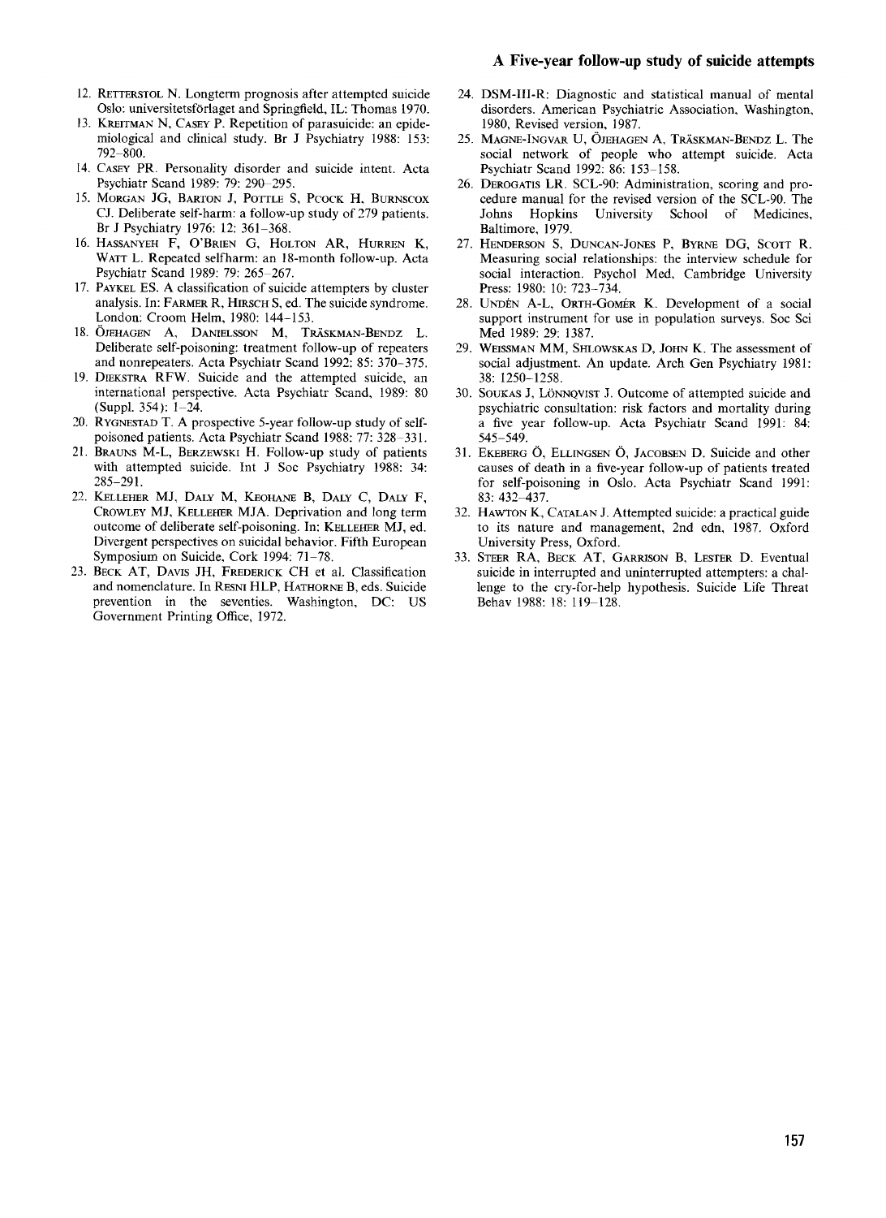12. Retterstol N. Longterm prognosis after attempted suicide Oslo: universitetsförlaget and Springfield, IL: Thomas 1970.
13. Kreitman N, Casey P. Repetition of parasuicide: an epidemiological and clinical study. Br J Psychiatry 1988: 153: 792–800.
14. Casey PR. Personality disorder and suicide intent. Acta Psychiatr Scand 1989: 79: 290–295.
15. Morgan JG, Barton J, Pottle S, Pcock H, Burnscox CJ. Deliberate self-harm: a follow-up study of 279 patients. Br J Psychiatry 1976: 12: 361–368.
16. Hassanyeh F, O'Brien G, Holton AR, Hurren K, Watt L. Repeated selfharm: an 18-month follow-up. Acta Psychiatr Scand 1989: 79: 265–267.
17. Paykel ES. A classification of suicide attempters by cluster analysis. In: Farmer R, Hirsch S, ed. The suicide syndrome. London: Croom Helm, 1980: 144–153.
18. Öjehagen A, Danielsson M, Träskman-Bendz L. Deliberate self-poisoning: treatment follow-up of repeaters and nonrepeaters. Acta Psychiatr Scand 1992: 85: 370–375.
19. Diekstra RFW. Suicide and the attempted suicide, an international perspective. Acta Psychiatr Scand, 1989: 80 (Suppl. 354): 1–24.
20. Rygnestad T. A prospective 5-year follow-up study of self-poisoned patients. Acta Psychiatr Scand 1988: 77: 328–331.
21. Brauns M-L, Berzewski H. Follow-up study of patients with attempted suicide. Int J Soc Psychiatry 1988: 34: 285–291.
22. Kelleher MJ, Daly M, Keohane B, Daly C, Daly F, Crowley MJ, Kelleher MJA. Deprivation and long term outcome of deliberate self-poisoning. In: Kelleher MJ, ed. Divergent perspectives on suicidal behavior. Fifth European Symposium on Suicide, Cork 1994: 71–78.
23. Beck AT, Davis JH, Frederick CH et al. Classification and nomenclature. In Resni HLP, Hathorne B, eds. Suicide prevention in the seventies. Washington, DC: US Government Printing Office, 1972.
24. DSM-III-R: Diagnostic and statistical manual of mental disorders. American Psychiatric Association, Washington, 1980, Revised version, 1987.
25. Magne-Ingvar U, Öjehagen A, Träskman-Bendz L. The social network of people who attempt suicide. Acta Psychiatr Scand 1992: 86: 153–158.
26. Derogatis LR. SCL-90: Administration, scoring and procedure manual for the revised version of the SCL-90. The Johns Hopkins University School of Medicines, Baltimore, 1979.
27. Henderson S, Duncan-Jones P, Byrne DG, Scott R. Measuring social relationships: the interview schedule for social interaction. Psychol Med, Cambridge University Press: 1980: 10: 723–734.
28. Undén A-L, Orth-Gomér K. Development of a social support instrument for use in population surveys. Soc Sci Med 1989: 29: 1387.
29. Weissman MM, Shlowskas D, John K. The assessment of social adjustment. An update. Arch Gen Psychiatry 1981: 38: 1250–1258.
30. Soukas J, Lönnqvist J. Outcome of attempted suicide and psychiatric consultation: risk factors and mortality during a five year follow-up. Acta Psychiatr Scand 1991: 84: 545–549.
31. Ekeberg Ö, Ellingsen Ö, Jacobsen D. Suicide and other causes of death in a five-year follow-up of patients treated for self-poisoning in Oslo. Acta Psychiatr Scand 1991: 83: 432–437.
32. Hawton K, Catalan J. Attempted suicide: a practical guide to its nature and management, 2nd edn, 1987. Oxford University Press, Oxford.
33. Steer RA, Beck AT, Garrison B, Lester D. Eventual suicide in interrupted and uninterrupted attempters: a challenge to the cry-for-help hypothesis. Suicide Life Threat Behav 1988: 18: 119–128.